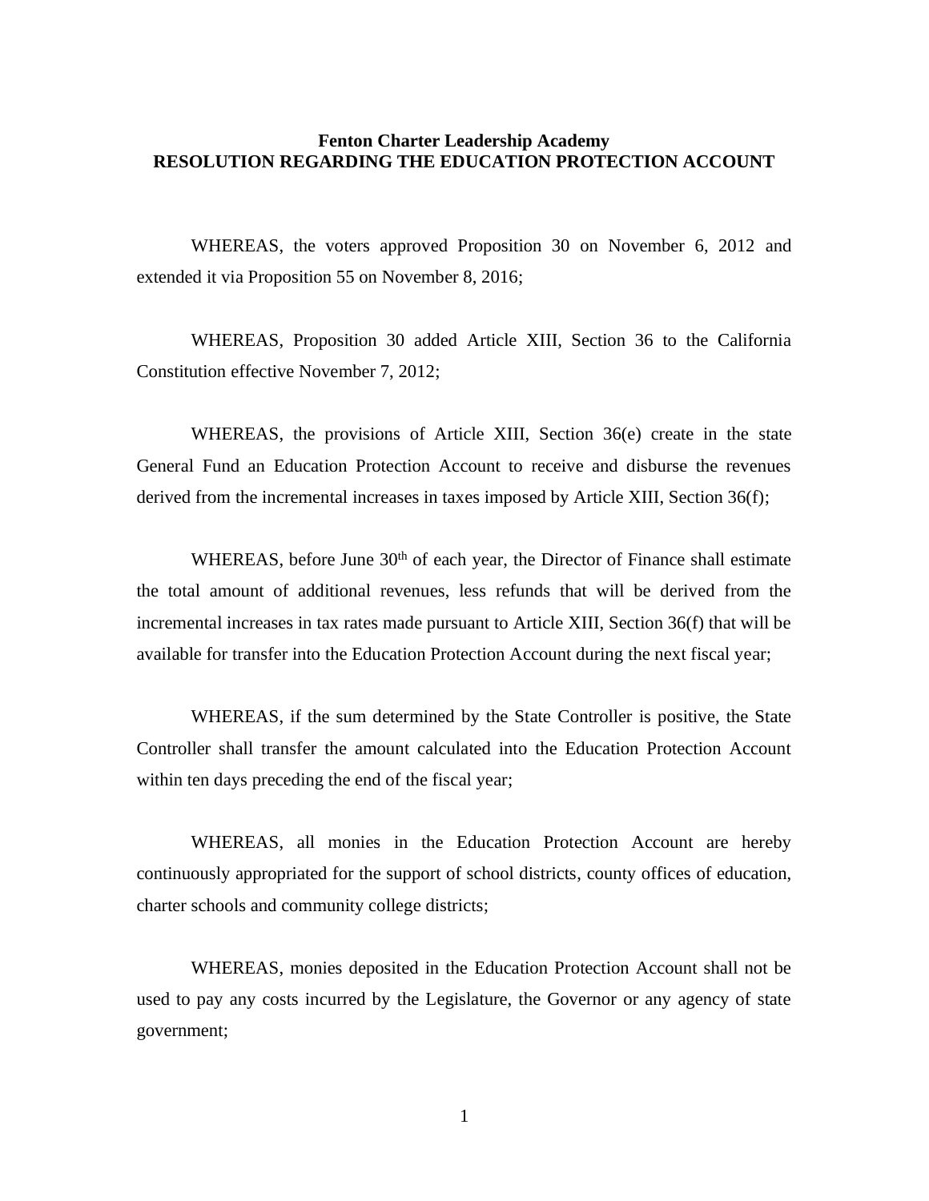**Fenton Charter Leadership Academy**
**RESOLUTION REGARDING THE EDUCATION PROTECTION ACCOUNT**

WHEREAS, the voters approved Proposition 30 on November 6, 2012 and extended it via Proposition 55 on November 8, 2016;

WHEREAS, Proposition 30 added Article XIII, Section 36 to the California Constitution effective November 7, 2012;

WHEREAS, the provisions of Article XIII, Section 36(e) create in the state General Fund an Education Protection Account to receive and disburse the revenues derived from the incremental increases in taxes imposed by Article XIII, Section 36(f);

WHEREAS, before June 30th of each year, the Director of Finance shall estimate the total amount of additional revenues, less refunds that will be derived from the incremental increases in tax rates made pursuant to Article XIII, Section 36(f) that will be available for transfer into the Education Protection Account during the next fiscal year;

WHEREAS, if the sum determined by the State Controller is positive, the State Controller shall transfer the amount calculated into the Education Protection Account within ten days preceding the end of the fiscal year;

WHEREAS, all monies in the Education Protection Account are hereby continuously appropriated for the support of school districts, county offices of education, charter schools and community college districts;

WHEREAS, monies deposited in the Education Protection Account shall not be used to pay any costs incurred by the Legislature, the Governor or any agency of state government;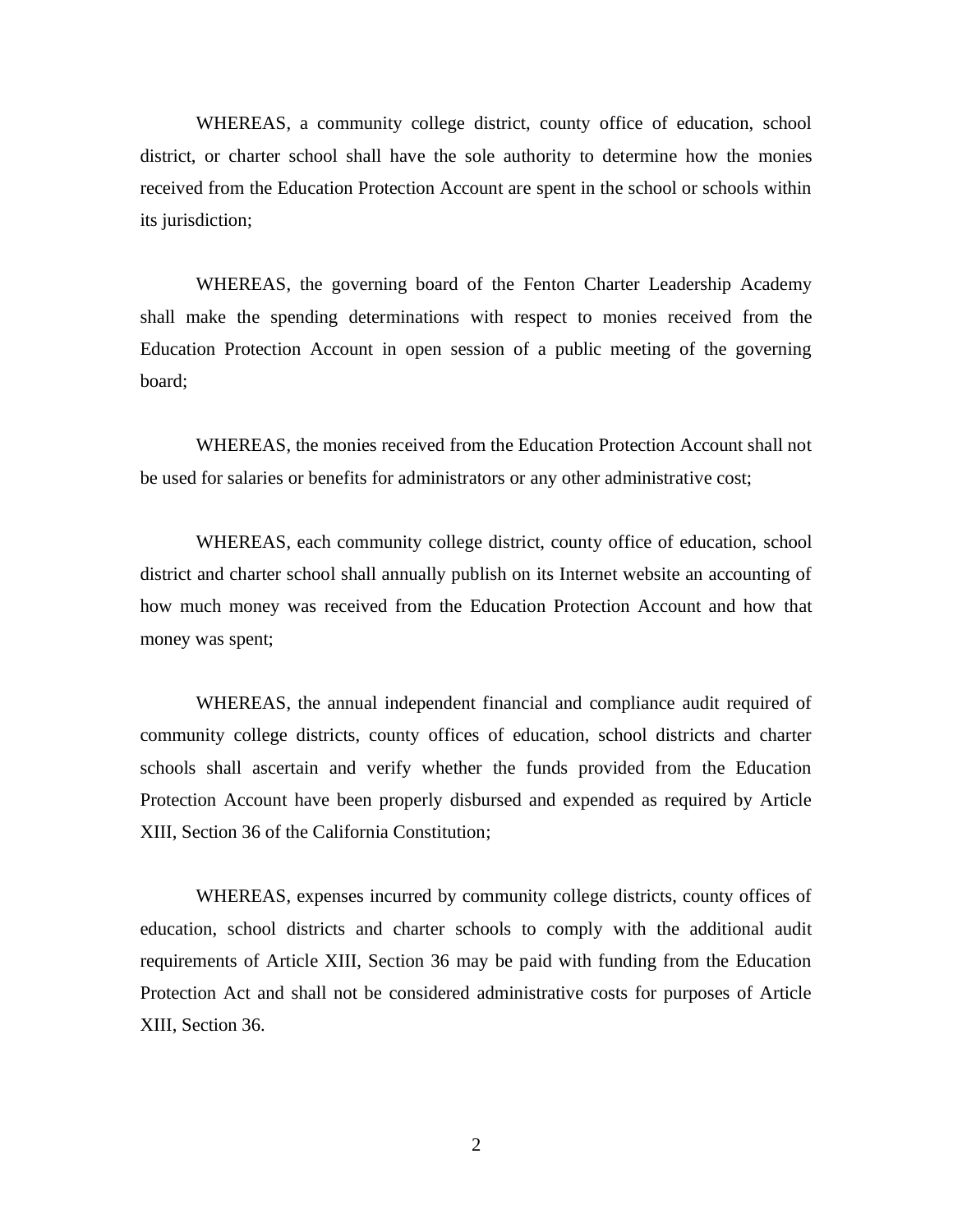WHEREAS, a community college district, county office of education, school district, or charter school shall have the sole authority to determine how the monies received from the Education Protection Account are spent in the school or schools within its jurisdiction;

WHEREAS, the governing board of the Fenton Charter Leadership Academy shall make the spending determinations with respect to monies received from the Education Protection Account in open session of a public meeting of the governing board;

WHEREAS, the monies received from the Education Protection Account shall not be used for salaries or benefits for administrators or any other administrative cost;

WHEREAS, each community college district, county office of education, school district and charter school shall annually publish on its Internet website an accounting of how much money was received from the Education Protection Account and how that money was spent;

WHEREAS, the annual independent financial and compliance audit required of community college districts, county offices of education, school districts and charter schools shall ascertain and verify whether the funds provided from the Education Protection Account have been properly disbursed and expended as required by Article XIII, Section 36 of the California Constitution;

WHEREAS, expenses incurred by community college districts, county offices of education, school districts and charter schools to comply with the additional audit requirements of Article XIII, Section 36 may be paid with funding from the Education Protection Act and shall not be considered administrative costs for purposes of Article XIII, Section 36.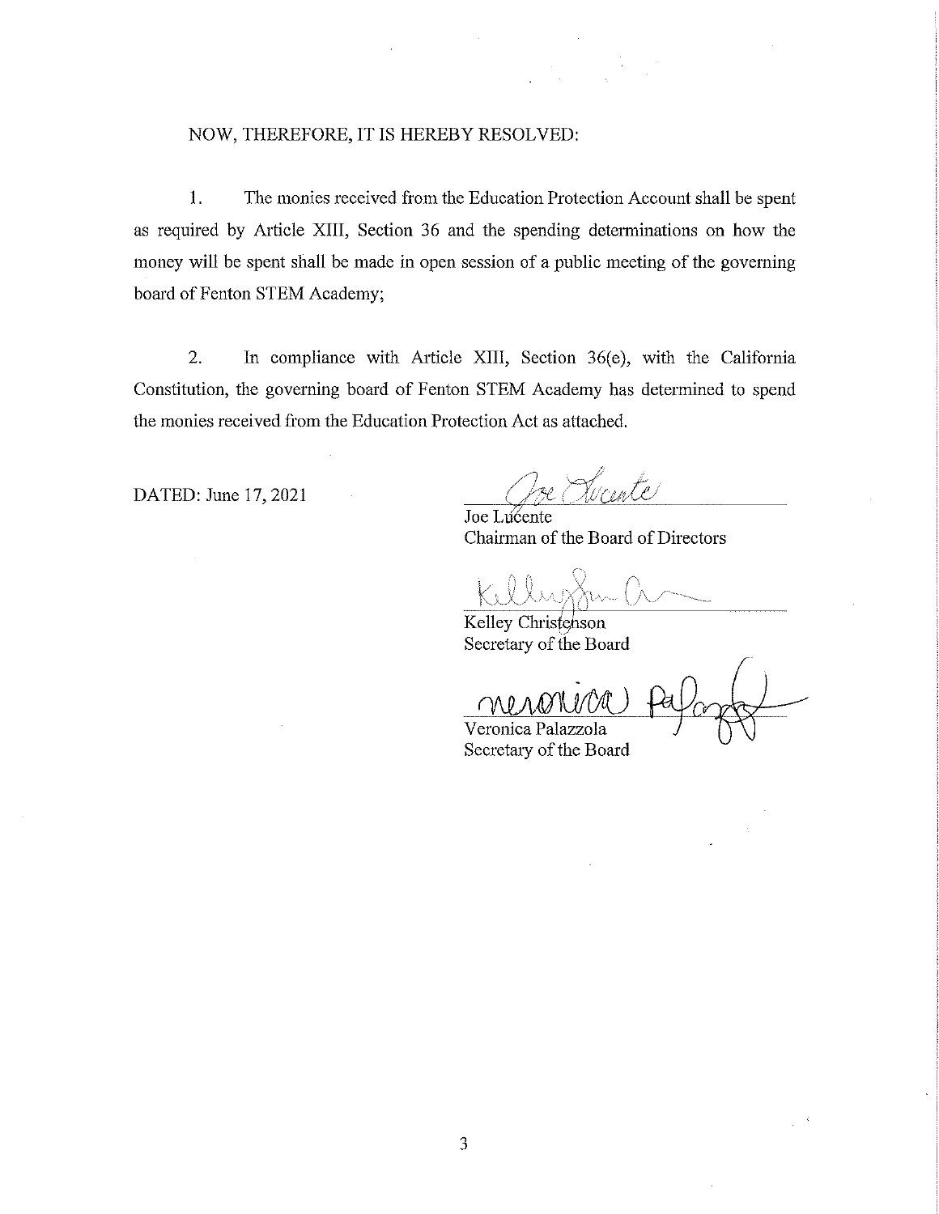NOW, THEREFORE, IT IS HEREBY RESOLVED:

1. The monies received from the Education Protection Account shall be spent as required by Article XIII, Section 36 and the spending determinations on how the money will be spent shall be made in open session of a public meeting of the governing board of Fenton STEM Academy;

2. In compliance with Article XIII, Section 36(e), with the California Constitution, the governing board of Fenton STEM Academy has determined to spend the monies received from the Education Protection Act as attached.

DATED: June 17, 2021

Joe Lucente
Chairman of the Board of Directors

Kelley Christenson
Secretary of the Board

Veronica Palazzola
Secretary of the Board